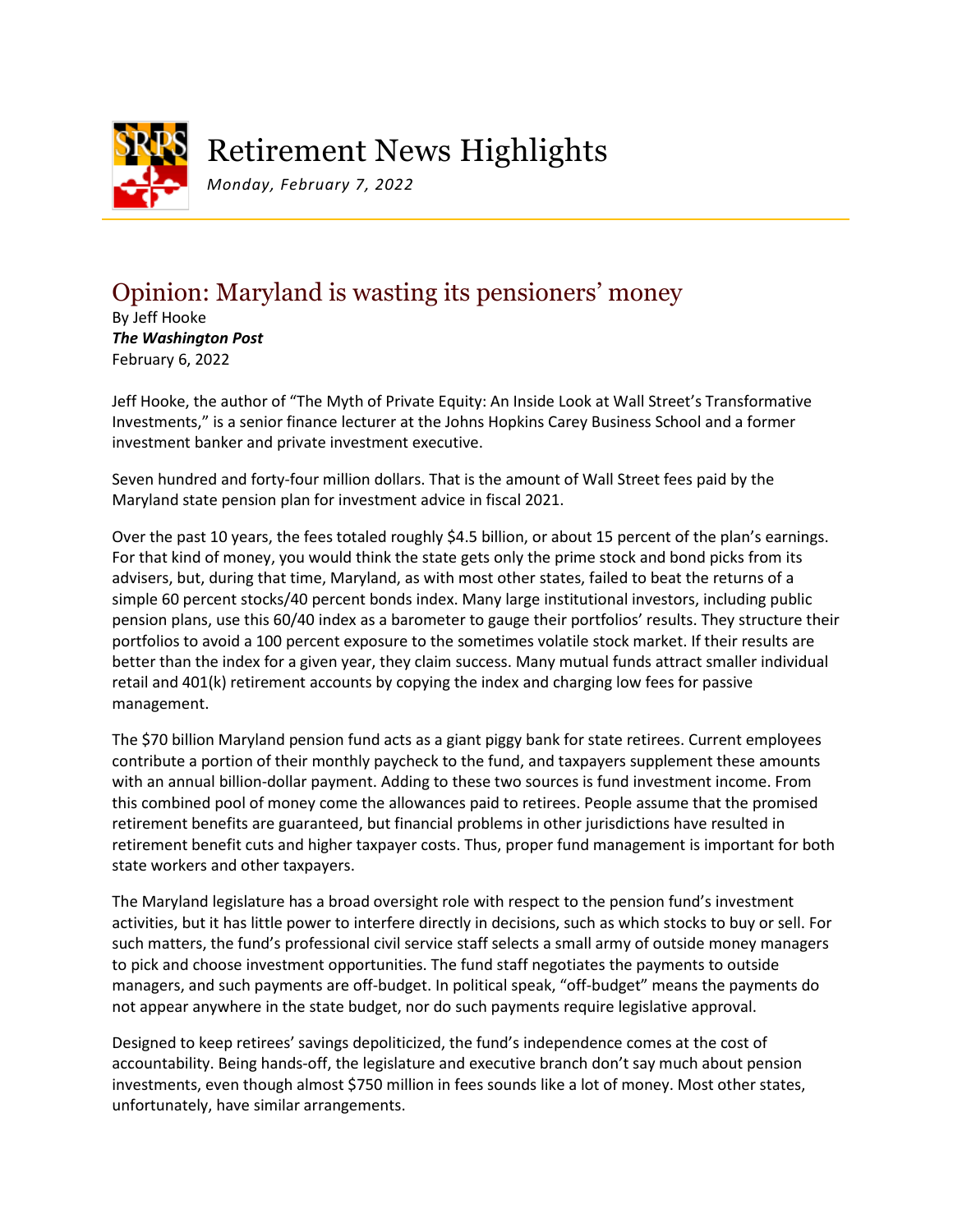# Retirement News Highlights

*Monday, February 7, 2022*

## Opinion: Maryland is wasting its pensioners' money

By Jeff Hooke
***The Washington Post***
February 6, 2022

Jeff Hooke, the author of "The Myth of Private Equity: An Inside Look at Wall Street's Transformative Investments," is a senior finance lecturer at the Johns Hopkins Carey Business School and a former investment banker and private investment executive.

Seven hundred and forty-four million dollars. That is the amount of Wall Street fees paid by the Maryland state pension plan for investment advice in fiscal 2021.

Over the past 10 years, the fees totaled roughly $4.5 billion, or about 15 percent of the plan's earnings. For that kind of money, you would think the state gets only the prime stock and bond picks from its advisers, but, during that time, Maryland, as with most other states, failed to beat the returns of a simple 60 percent stocks/40 percent bonds index. Many large institutional investors, including public pension plans, use this 60/40 index as a barometer to gauge their portfolios' results. They structure their portfolios to avoid a 100 percent exposure to the sometimes volatile stock market. If their results are better than the index for a given year, they claim success. Many mutual funds attract smaller individual retail and 401(k) retirement accounts by copying the index and charging low fees for passive management.

The $70 billion Maryland pension fund acts as a giant piggy bank for state retirees. Current employees contribute a portion of their monthly paycheck to the fund, and taxpayers supplement these amounts with an annual billion-dollar payment. Adding to these two sources is fund investment income. From this combined pool of money come the allowances paid to retirees. People assume that the promised retirement benefits are guaranteed, but financial problems in other jurisdictions have resulted in retirement benefit cuts and higher taxpayer costs. Thus, proper fund management is important for both state workers and other taxpayers.

The Maryland legislature has a broad oversight role with respect to the pension fund's investment activities, but it has little power to interfere directly in decisions, such as which stocks to buy or sell. For such matters, the fund's professional civil service staff selects a small army of outside money managers to pick and choose investment opportunities. The fund staff negotiates the payments to outside managers, and such payments are off-budget. In political speak, "off-budget" means the payments do not appear anywhere in the state budget, nor do such payments require legislative approval.

Designed to keep retirees' savings depoliticized, the fund's independence comes at the cost of accountability. Being hands-off, the legislature and executive branch don't say much about pension investments, even though almost $750 million in fees sounds like a lot of money. Most other states, unfortunately, have similar arrangements.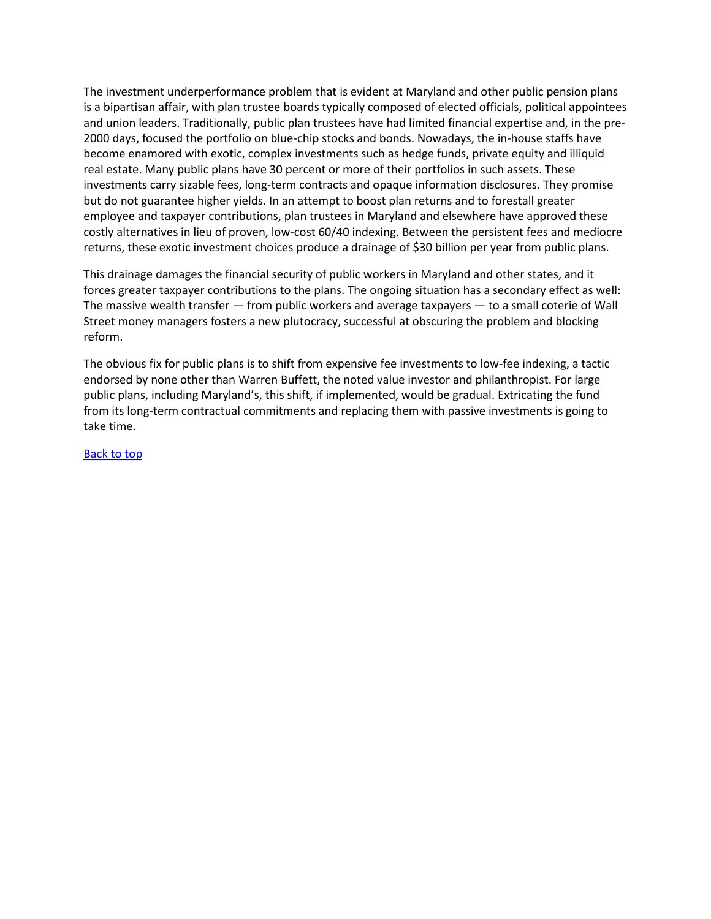The investment underperformance problem that is evident at Maryland and other public pension plans is a bipartisan affair, with plan trustee boards typically composed of elected officials, political appointees and union leaders. Traditionally, public plan trustees have had limited financial expertise and, in the pre-2000 days, focused the portfolio on blue-chip stocks and bonds. Nowadays, the in-house staffs have become enamored with exotic, complex investments such as hedge funds, private equity and illiquid real estate. Many public plans have 30 percent or more of their portfolios in such assets. These investments carry sizable fees, long-term contracts and opaque information disclosures. They promise but do not guarantee higher yields. In an attempt to boost plan returns and to forestall greater employee and taxpayer contributions, plan trustees in Maryland and elsewhere have approved these costly alternatives in lieu of proven, low-cost 60/40 indexing. Between the persistent fees and mediocre returns, these exotic investment choices produce a drainage of $30 billion per year from public plans.

This drainage damages the financial security of public workers in Maryland and other states, and it forces greater taxpayer contributions to the plans. The ongoing situation has a secondary effect as well: The massive wealth transfer — from public workers and average taxpayers — to a small coterie of Wall Street money managers fosters a new plutocracy, successful at obscuring the problem and blocking reform.

The obvious fix for public plans is to shift from expensive fee investments to low-fee indexing, a tactic endorsed by none other than Warren Buffett, the noted value investor and philanthropist. For large public plans, including Maryland's, this shift, if implemented, would be gradual. Extricating the fund from its long-term contractual commitments and replacing them with passive investments is going to take time.

Back to top